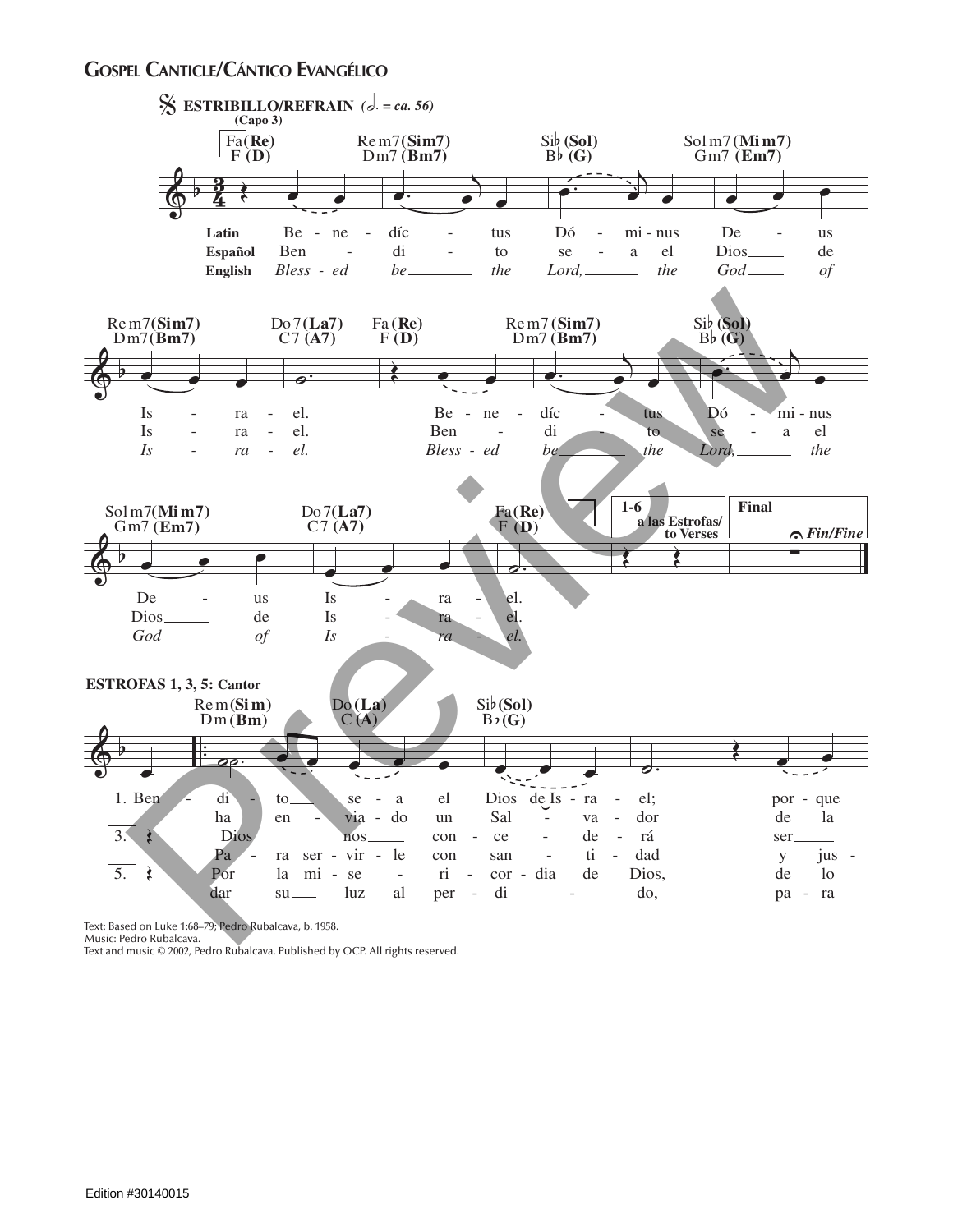## Gospel Canticle/Cántico Evangélico

**ESTRIBILLO/REFRAIN** (♩. = ca. 56)

(Capo 3)

Fa(Re) F (D) — Re m7(Sim7) Dm7 (Bm7) — Si♭ (Sol) B♭ (G) — Sol m7 (Mi m7) Gm7 (Em7)

**Latin** Be - ne - díc - tus Dó - mi - nus De - us
**Español** Ben - di - to se - a el Dios de
**English** *Bless - ed be the Lord, the God of*

Re m7(Sim7) Dm7(Bm7) — Do 7(La7) C7 (A7) — Fa (Re) F (D) — Re m7 (Sim7) Dm7 (Bm7) — Si♭ (Sol) B♭ (G)

Is - ra - el. Be - ne - díc - tus Dó - mi - nus
Is - ra - el. Ben - di - to se - a el
*Is - ra - el. Bless - ed be the Lord, the*

Sol m7(Mi m7) Gm7 (Em7) — Do 7(La7) C7 (A7) — Fa(Re) F (D)

De - us Is - ra - el.
Dios de Is - ra - el.
*God of Is - ra - el.*

1-6 a las Estrofas/ to Verses — Final — Fin/Fine

**ESTROFAS 1, 3, 5: Cantor**

Re m(Si m) Dm (Bm) — Do (La) C (A) — Si♭(Sol) B♭(G)

1. Ben - di - to se - a el Dios de Is - ra - el; por - que
ha en - via - do un Sal - va - dor de la
3. Dios nos con - ce - de - rá ser
Pa - ra ser - vir - le con san - ti - dad y jus -
5. Por la mi - se - ri - cor - dia de Dios, de lo
dar su luz al per - di - do, pa - ra

Text: Based on Luke 1:68–79; Pedro Rubalcava, b. 1958.
Music: Pedro Rubalcava.
Text and music © 2002, Pedro Rubalcava. Published by OCP. All rights reserved.

Edition #30140015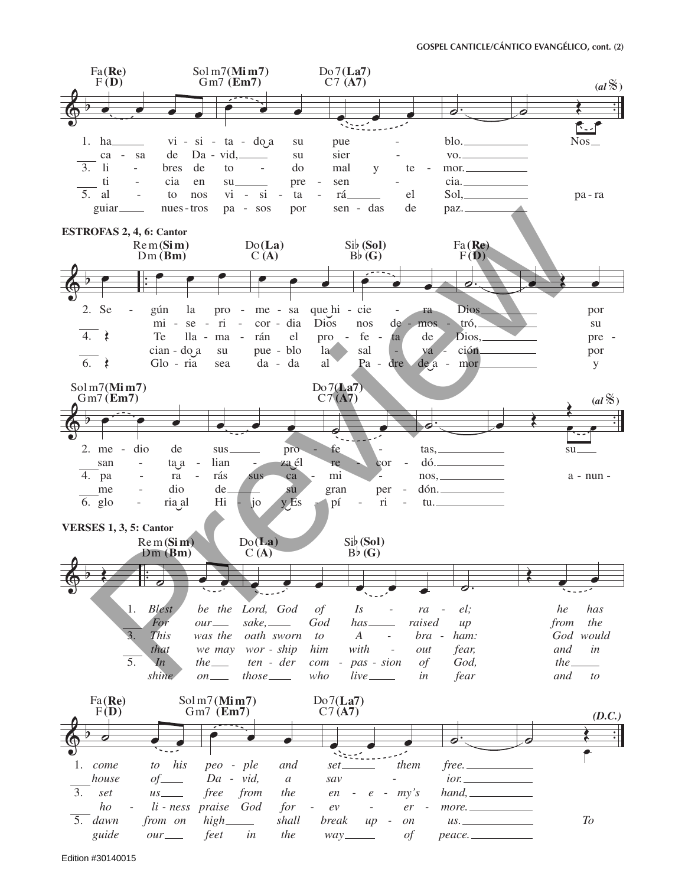GOSPEL CANTICLE/CÁNTICO EVANGÉLICO, cont. (2)

Fa (Re) F (D) — Sol m7 (Mi m7) Gm7 (Em7) — Do 7 (La7) C7 (A7) — (al 𝄋)

1. ha vi - si - ta - do a su pue - blo. Nos
ca - sa de Da - vid, su sier - vo.
3. li - bres de to - do mal y te - mor.
ti - cia en su pre - sen - cia.
5. al - to nos vi - si - ta - rá el Sol, pa - ra
guiar nues - tros pa - sos por sen - das de paz.

**ESTROFAS 2, 4, 6: Cantor**

Re m (Si m) Dm (Bm) — Do (La) C (A) — Si♭ (Sol) B♭ (G) — Fa (Re) F (D)

2. Se - gún la pro - me - sa que hi - cie - ra Dios por
mi - se - ri - cor - dia Dios nos de - mos - tró, su
4. Te lla - ma - rán el pro - fe - ta de Dios, pre -
cian - do a su pue - blo la sal - va - ción por
6. Glo - ria sea da - da al Pa - dre de a - mor y

Sol m7 (Mi m7) Gm7 (Em7) — Do 7 (La7) C7 (A7) — (al 𝄋)

2. me - dio de sus pro - fe - tas, su
san - ta a - lian - za él re - cor - dó.
4. pa - ra - rás sus ca - mi - nos, a - nun -
me - dio de su gran per - dón.
6. glo - ria al Hi - jo y Es - pí - ri - tu.

**VERSES 1, 3, 5: Cantor**

Re m (Si m) Dm (Bm) — Do (La) C (A) — Si♭ (Sol) B♭ (G)

1. *Blest be the Lord, God of Is - ra - el; he has*
*For our sake, God has raised up from the*
3. *This was the oath sworn to A - bra - ham: God would*
*that we may wor - ship him with - out fear, and in*
5. *In the ten - der com - pas - sion of God, the*
*shine on those who live in fear and to*

Fa (Re) F (D) — Sol m7 (Mi m7) Gm7 (Em7) — Do 7 (La7) C7 (A7) — (D.C.)

1. *come to his peo - ple and set them free.*
*house of Da - vid, a sav - ior.*
3. *set us free from the en - e - my's hand,*
*ho - li - ness praise God for - ev - er - more.*
5. *dawn from on high shall break up - on us. To*
*guide our feet in the way of peace.*

Edition #30140015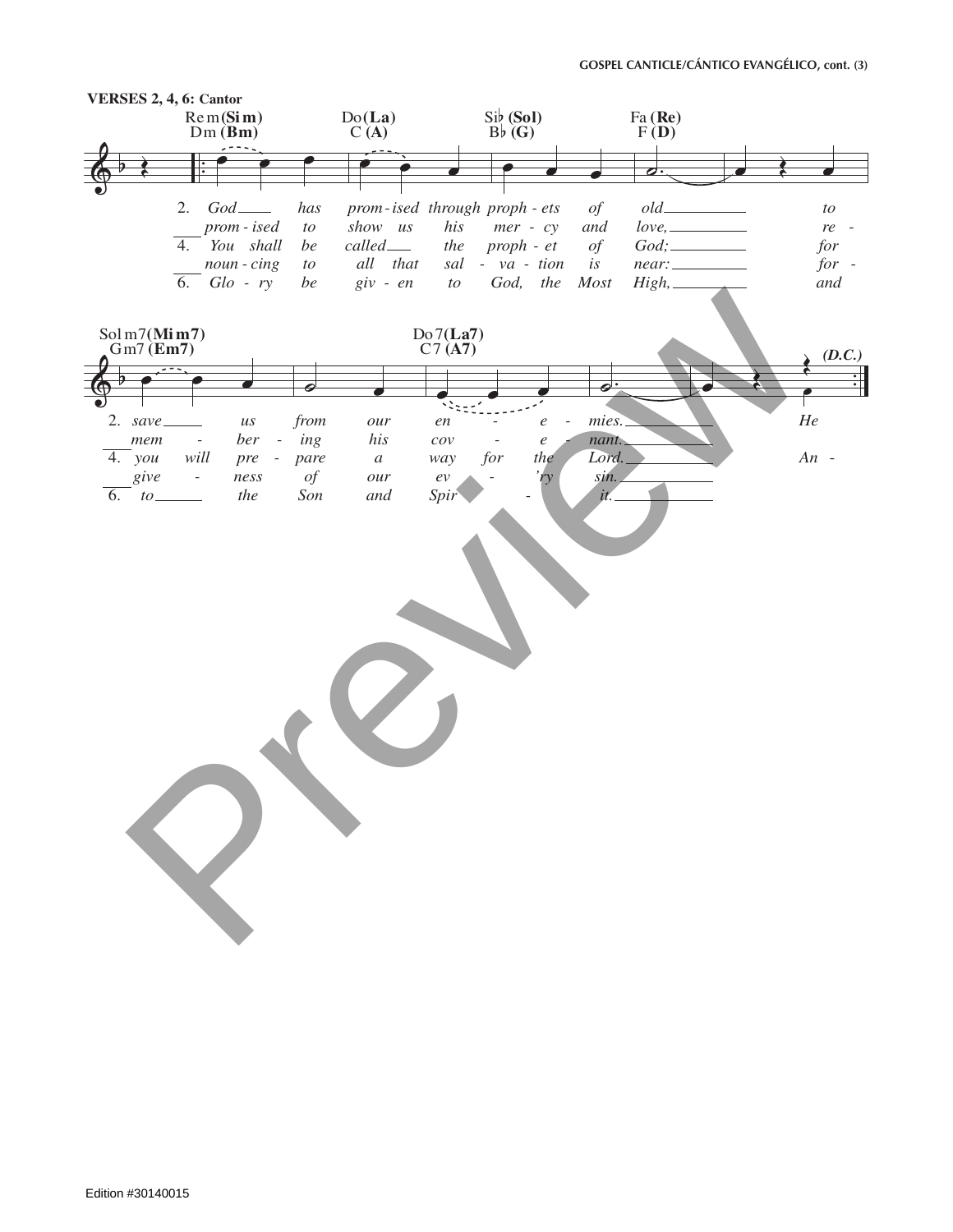**VERSES 2, 4, 6: Cantor**

Rem(**Sim**) Dm (**Bm**) — Do(**La**) C (**A**) — Si♭ (**Sol**) B♭ (**G**) — Fa (**Re**) F (**D**)

2. *God has prom-ised through proph-ets of old to*
*prom-ised to show us his mer-cy and love, re-*
4. *You shall be called the proph-et of God; for*
*noun-cing to all that sal-va-tion is near: for-*
6. *Glo-ry be giv-en to God, the Most High, and*

Solm7(**Mim7**) Gm7 (**Em7**) — Do7(**La7**) C7 (**A7**) — *(D.C.)*

2. *save us from our en-e-mies. He*
*mem-ber-ing his cov-e-nant.*
4. *you will pre-pare a way for the Lord. An-*
*give-ness of our ev-'ry sin.*
6. *to the Son and Spir-it.*

Edition #30140015